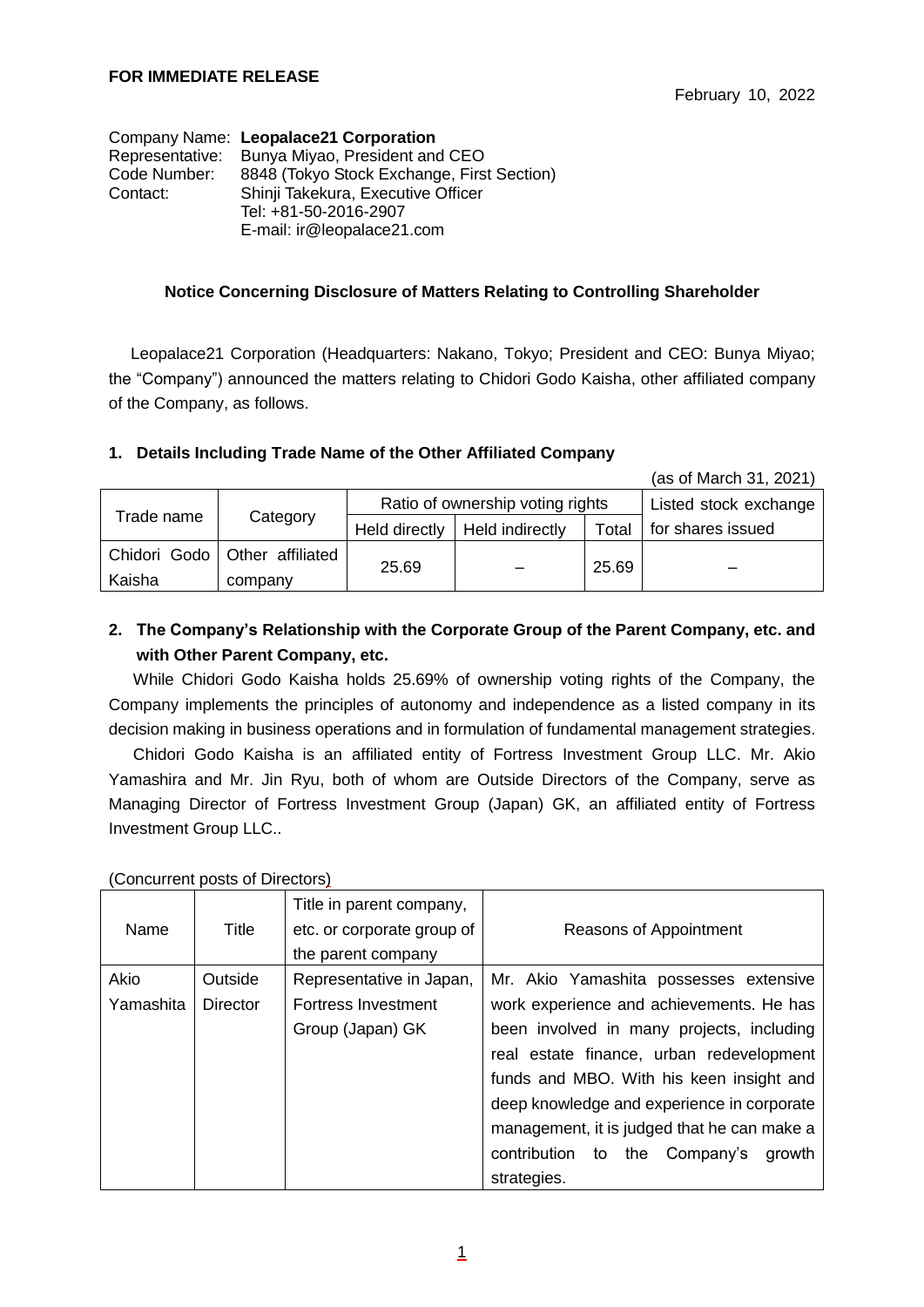**FOR IMMEDIATE RELEASE**

February 10, 2022

Company Name: **Leopalace21 Corporation**
Representative: Bunya Miyao, President and CEO
Code Number: 8848 (Tokyo Stock Exchange, First Section)
Contact: Shinji Takekura, Executive Officer
Tel: +81-50-2016-2907
E-mail: ir@leopalace21.com

**Notice Concerning Disclosure of Matters Relating to Controlling Shareholder**

Leopalace21 Corporation (Headquarters: Nakano, Tokyo; President and CEO: Bunya Miyao; the "Company") announced the matters relating to Chidori Godo Kaisha, other affiliated company of the Company, as follows.

## 1. Details Including Trade Name of the Other Affiliated Company

(as of March 31, 2021)

| Trade name | Category | Ratio of ownership voting rights | | | Listed stock exchange for shares issued |
|---|---|---|---|---|---|
| | | Held directly | Held indirectly | Total | |
| Chidori Godo Kaisha | Other affiliated company | 25.69 | – | 25.69 | – |

## 2. The Company's Relationship with the Corporate Group of the Parent Company, etc. and with Other Parent Company, etc.

While Chidori Godo Kaisha holds 25.69% of ownership voting rights of the Company, the Company implements the principles of autonomy and independence as a listed company in its decision making in business operations and in formulation of fundamental management strategies.

Chidori Godo Kaisha is an affiliated entity of Fortress Investment Group LLC. Mr. Akio Yamashira and Mr. Jin Ryu, both of whom are Outside Directors of the Company, serve as Managing Director of Fortress Investment Group (Japan) GK, an affiliated entity of Fortress Investment Group LLC..

(Concurrent posts of Directors)

| Name | Title | Title in parent company, etc. or corporate group of the parent company | Reasons of Appointment |
|---|---|---|---|
| Akio Yamashita | Outside Director | Representative in Japan, Fortress Investment Group (Japan) GK | Mr. Akio Yamashita possesses extensive work experience and achievements. He has been involved in many projects, including real estate finance, urban redevelopment funds and MBO. With his keen insight and deep knowledge and experience in corporate management, it is judged that he can make a contribution to the Company's growth strategies. |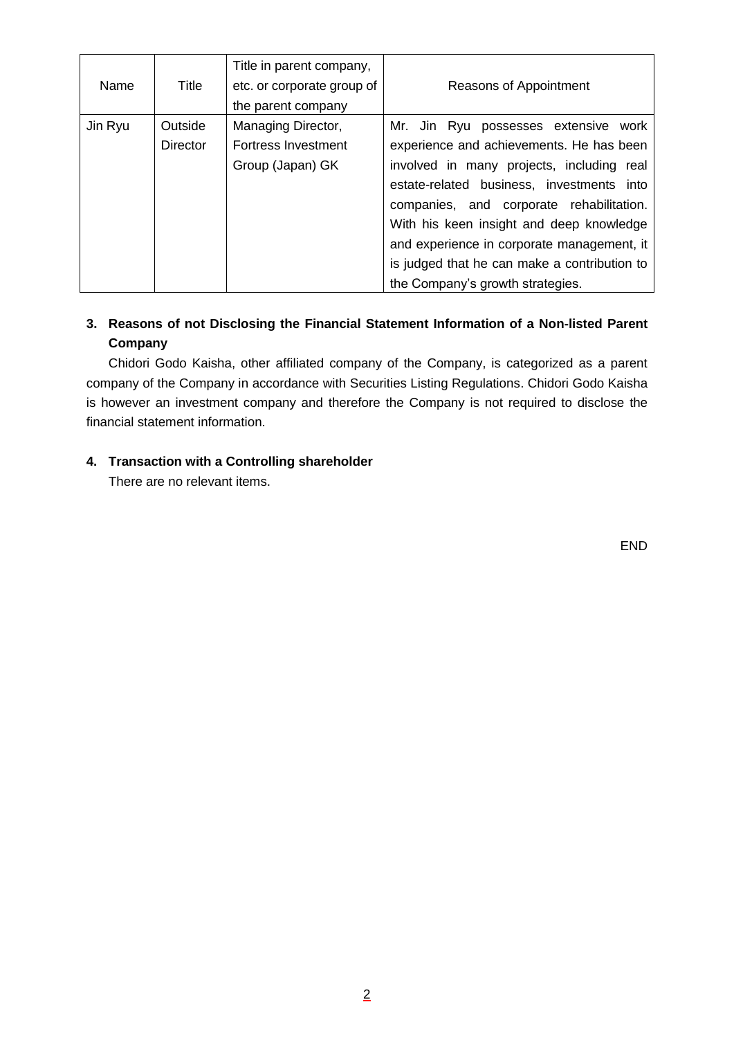| Name | Title | Title in parent company, etc. or corporate group of the parent company | Reasons of Appointment |
|---|---|---|---|
| Jin Ryu | Outside Director | Managing Director, Fortress Investment Group (Japan) GK | Mr. Jin Ryu possesses extensive work experience and achievements. He has been involved in many projects, including real estate-related business, investments into companies, and corporate rehabilitation. With his keen insight and deep knowledge and experience in corporate management, it is judged that he can make a contribution to the Company's growth strategies. |

**3. Reasons of not Disclosing the Financial Statement Information of a Non-listed Parent Company**

Chidori Godo Kaisha, other affiliated company of the Company, is categorized as a parent company of the Company in accordance with Securities Listing Regulations. Chidori Godo Kaisha is however an investment company and therefore the Company is not required to disclose the financial statement information.

**4. Transaction with a Controlling shareholder**

There are no relevant items.

END